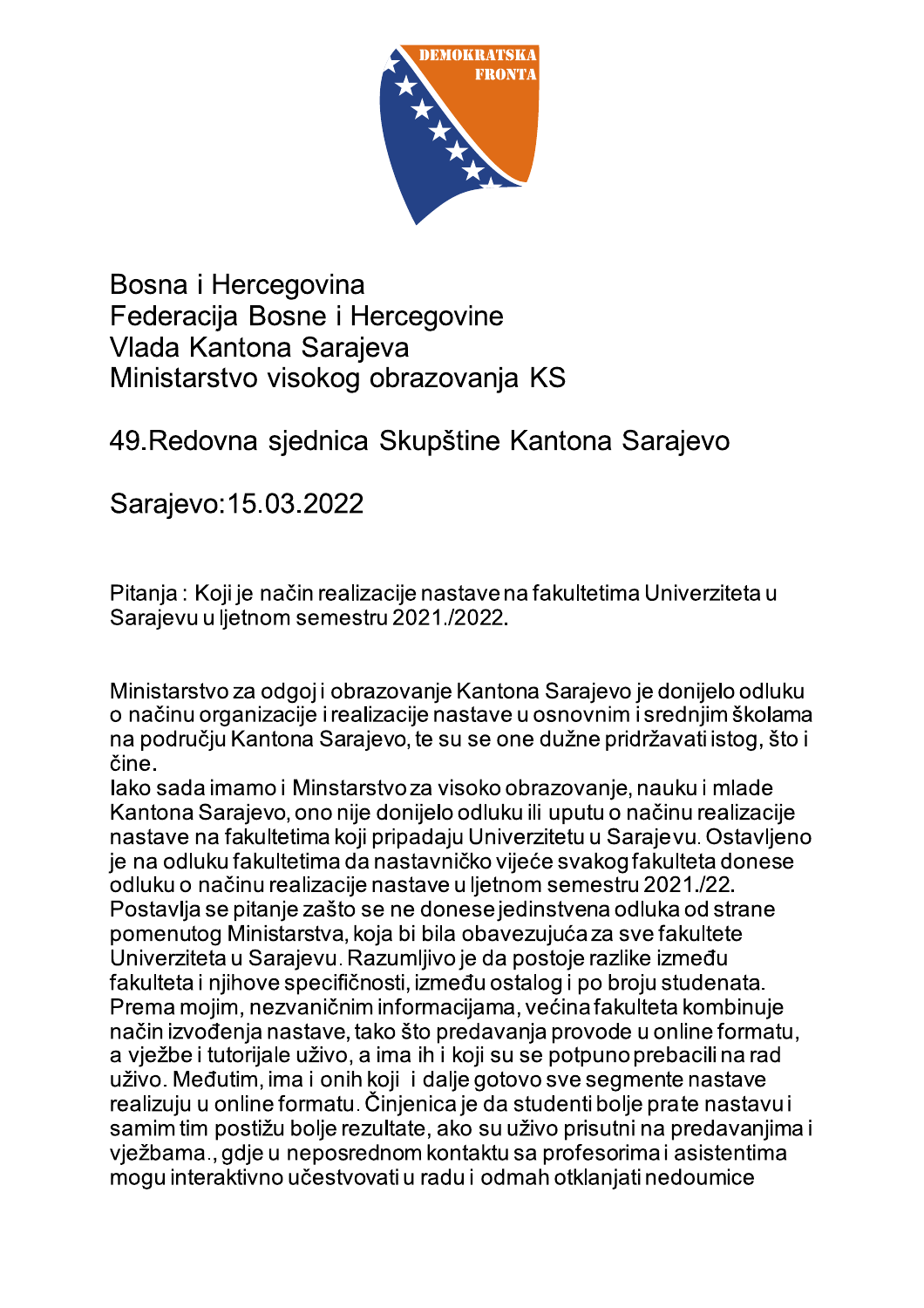DEMOKRATSKA FRONTA

Bosna i Hercegovina
Federacija Bosne i Hercegovine
Vlada Kantona Sarajeva
Ministarstvo visokog obrazovanja KS

49.Redovna sjednica Skupštine Kantona Sarajevo

Sarajevo:15.03.2022

Pitanja : Koji je način realizacije nastave na fakultetima Univerziteta u Sarajevu u ljetnom semestru 2021./2022.

Ministarstvo za odgoj i obrazovanje Kantona Sarajevo je donijelo odluku o načinu organizacije i realizacije nastave u osnovnim i srednjim školama na području Kantona Sarajevo, te su se one dužne pridržavati istog, što i čine.
Iako sada imamo i Minstarstvo za visoko obrazovanje, nauku i mlade Kantona Sarajevo, ono nije donijelo odluku ili uputu o načinu realizacije nastave na fakultetima koji pripadaju Univerzitetu u Sarajevu. Ostavljeno je na odluku fakultetima da nastavničko vijeće svakog fakulteta donese odluku o načinu realizacije nastave u ljetnom semestru 2021./22.
Postavlja se pitanje zašto se ne donese jedinstvena odluka od strane pomenutog Ministarstva, koja bi bila obavezujuća za sve fakultete Univerziteta u Sarajevu. Razumljivo je da postoje razlike između fakulteta i njihove specifičnosti, između ostalog i po broju studenata. Prema mojim, nezvaničnim informacijama, većina fakulteta kombinuje način izvođenja nastave, tako što predavanja provode u online formatu, a vježbe i tutorijale uživo, a ima ih i koji su se potpuno prebacili na rad uživo. Međutim, ima i onih koji i dalje gotovo sve segmente nastave realizuju u online formatu. Činjenica je da studenti bolje prate nastavu i samim tim postižu bolje rezultate, ako su uživo prisutni na predavanjima i vježbama., gdje u neposrednom kontaktu sa profesorima i asistentima mogu interaktivno učestvovati u radu i odmah otklanjati nedoumice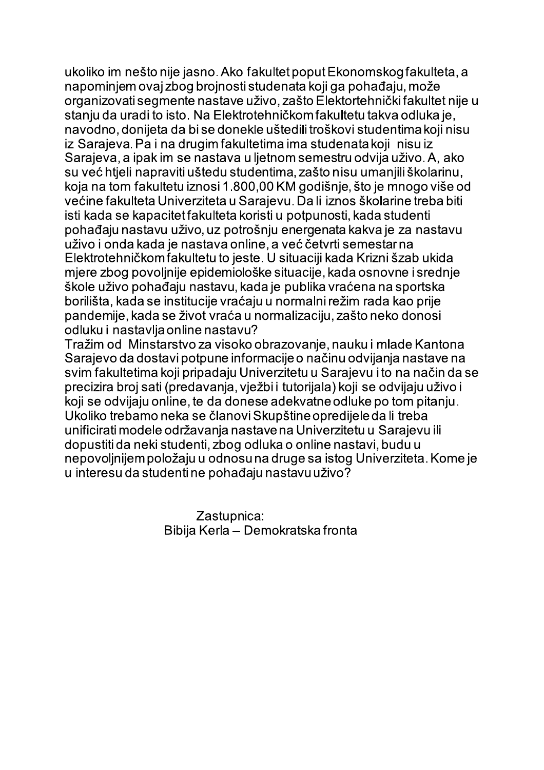ukoliko im nešto nije jasno. Ako fakultet poput Ekonomskog fakulteta, a napominjem ovaj zbog brojnosti studenata koji ga pohađaju, može organizovati segmente nastave uživo, zašto Elektortehnički fakultet nije u stanju da uradi to isto. Na Elektrotehničkom fakultetu takva odluka je, navodno, donijeta da bi se donekle uštedili troškovi studentima koji nisu iz Sarajeva. Pa i na drugim fakultetima ima studenata koji nisu iz Sarajeva, a ipak im se nastava u ljetnom semestru odvija uživo. A, ako su već htjeli napraviti uštedu studentima, zašto nisu umanjili školarinu, koja na tom fakultetu iznosi 1.800,00 KM godišnje, što je mnogo više od većine fakulteta Univerziteta u Sarajevu. Da li iznos školarine treba biti isti kada se kapacitet fakulteta koristi u potpunosti, kada studenti pohađaju nastavu uživo, uz potrošnju energenata kakva je za nastavu uživo i onda kada je nastava online, a već četvrti semestar na Elektrotehničkom fakultetu to jeste. U situaciji kada Krizni šzab ukida mjere zbog povoljnije epidemiološke situacije, kada osnovne i srednje škole uživo pohađaju nastavu, kada je publika vraćena na sportska borilišta, kada se institucije vraćaju u normalni režim rada kao prije pandemije, kada se život vraća u normalizaciju, zašto neko donosi odluku i nastavlja online nastavu?

Tražim od Minstarstvo za visoko obrazovanje, nauku i mlade Kantona Sarajevo da dostavi potpune informacije o načinu odvijanja nastave na svim fakultetima koji pripadaju Univerzitetu u Sarajevu i to na način da se precizira broj sati (predavanja, vježbi i tutorijala) koji se odvijaju uživo i koji se odvijaju online, te da donese adekvatne odluke po tom pitanju. Ukoliko trebamo neka se članovi Skupštine opredijele da li treba unificirati modele održavanja nastave na Univerzitetu u Sarajevu ili dopustiti da neki studenti, zbog odluka o online nastavi, budu u nepovoljnijem položaju u odnosu na druge sa istog Univerziteta. Kome je u interesu da studenti ne pohađaju nastavu uživo?

Zastupnica:
Bibija Kerla – Demokratska fronta